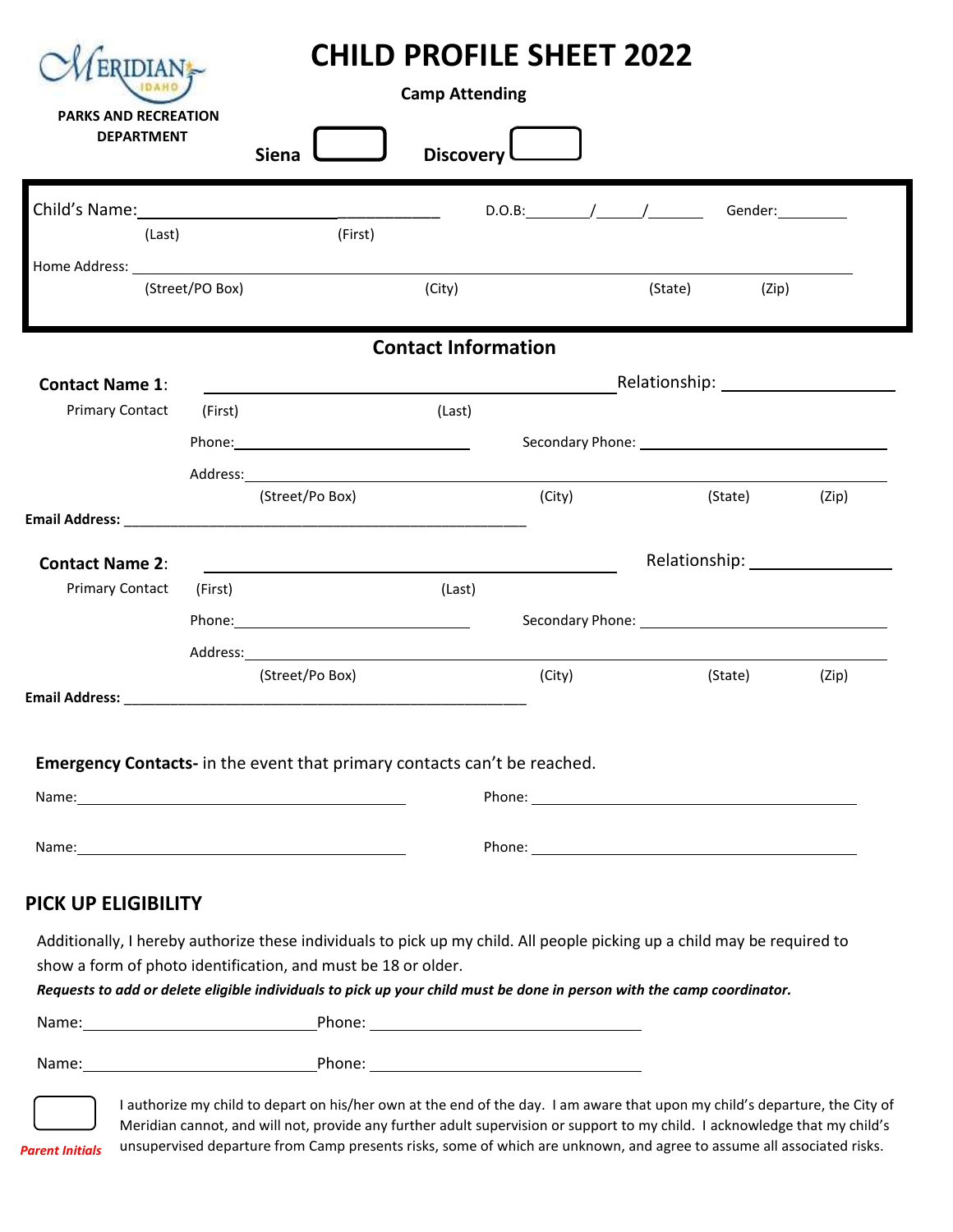MERIDIAN IDAHO

PARKS AND RECREATION DEPARTMENT

# CHILD PROFILE SHEET 2022

**Camp Attending**

**Siena** ☐ **Discovery** ☐

Child's Name:______________________________________ D.O.B:_______/_____/______ Gender:_________

(Last) (First)

Home Address: ________________________________________________________________________________

(Street/PO Box) (City) (State) (Zip)

## Contact Information

**Contact Name 1**: ____________________________________________ Relationship: __________________

Primary Contact (First) (Last)

Phone:__________________________ Secondary Phone: ____________________________

Address:_____________________________________________________________________________

(Street/Po Box) (City) (State) (Zip)

**Email Address:** _____________________________________________

**Contact Name 2**: ____________________________________________ Relationship: _______________

Primary Contact (First) (Last)

Phone:__________________________ Secondary Phone: ____________________________

Address:_____________________________________________________________________________

(Street/Po Box) (City) (State) (Zip)

**Email Address:** _____________________________________________

**Emergency Contacts-** in the event that primary contacts can't be reached.

Name:____________________________________ Phone: ____________________________________

Name:____________________________________ Phone: ____________________________________

## PICK UP ELIGIBILITY

Additionally, I hereby authorize these individuals to pick up my child. All people picking up a child may be required to show a form of photo identification, and must be 18 or older.

***Requests to add or delete eligible individuals to pick up your child must be done in person with the camp coordinator.***

Name:_________________________Phone: ______________________________

Name:_________________________Phone: ______________________________

☐ *Parent Initials* I authorize my child to depart on his/her own at the end of the day. I am aware that upon my child's departure, the City of Meridian cannot, and will not, provide any further adult supervision or support to my child. I acknowledge that my child's unsupervised departure from Camp presents risks, some of which are unknown, and agree to assume all associated risks.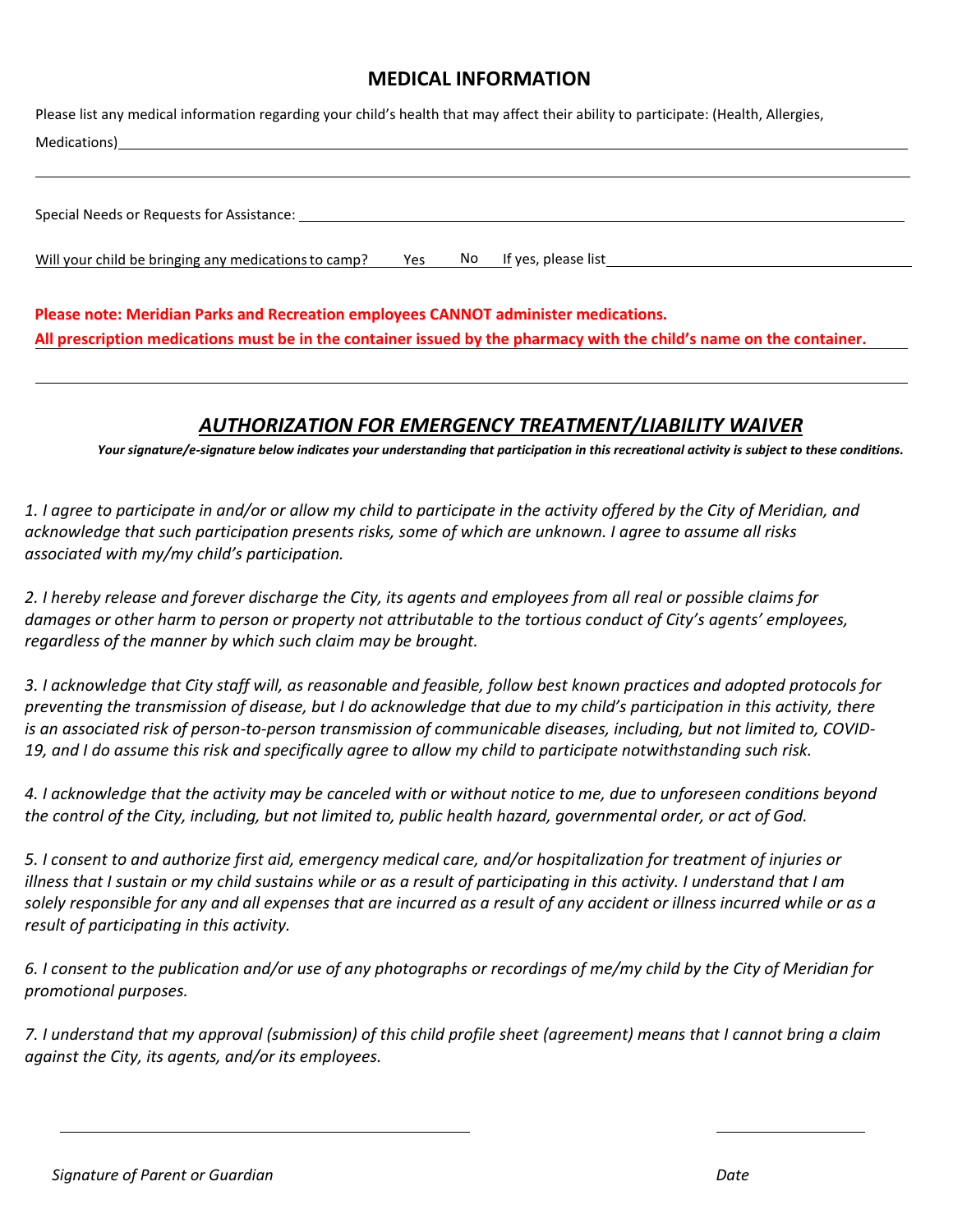# MEDICAL INFORMATION

Please list any medical information regarding your child's health that may affect their ability to participate: (Health, Allergies, Medications)\_\_\_\_\_\_\_\_\_\_\_\_\_\_\_\_\_\_\_\_\_\_\_\_\_\_\_\_\_\_\_\_\_\_\_\_\_\_\_\_

\_\_\_\_\_\_\_\_\_\_\_\_\_\_\_\_\_\_\_\_\_\_\_\_\_\_\_\_\_\_\_\_\_\_\_\_\_\_\_\_\_\_\_\_\_\_\_\_\_\_\_\_

Special Needs or Requests for Assistance: \_\_\_\_\_\_\_\_\_\_\_\_\_\_\_\_\_\_\_\_\_\_\_\_\_\_\_\_\_\_\_\_\_\_\_\_\_\_\_\_

Will your child be bringing any medications to camp? Yes No If yes, please list\_\_\_\_\_\_\_\_\_\_\_\_\_\_\_\_\_\_\_\_\_\_\_\_\_\_\_\_

**Please note: Meridian Parks and Recreation employees CANNOT administer medications.**
**All prescription medications must be in the container issued by the pharmacy with the child's name on the container.**

## *AUTHORIZATION FOR EMERGENCY TREATMENT/LIABILITY WAIVER*

***Your signature/e-signature below indicates your understanding that participation in this recreational activity is subject to these conditions.***

*1. I agree to participate in and/or or allow my child to participate in the activity offered by the City of Meridian, and acknowledge that such participation presents risks, some of which are unknown. I agree to assume all risks associated with my/my child's participation.*

*2. I hereby release and forever discharge the City, its agents and employees from all real or possible claims for damages or other harm to person or property not attributable to the tortious conduct of City's agents' employees, regardless of the manner by which such claim may be brought.*

*3. I acknowledge that City staff will, as reasonable and feasible, follow best known practices and adopted protocols for preventing the transmission of disease, but I do acknowledge that due to my child's participation in this activity, there is an associated risk of person-to-person transmission of communicable diseases, including, but not limited to, COVID-19, and I do assume this risk and specifically agree to allow my child to participate notwithstanding such risk.*

*4. I acknowledge that the activity may be canceled with or without notice to me, due to unforeseen conditions beyond the control of the City, including, but not limited to, public health hazard, governmental order, or act of God.*

*5. I consent to and authorize first aid, emergency medical care, and/or hospitalization for treatment of injuries or illness that I sustain or my child sustains while or as a result of participating in this activity. I understand that I am solely responsible for any and all expenses that are incurred as a result of any accident or illness incurred while or as a result of participating in this activity.*

*6. I consent to the publication and/or use of any photographs or recordings of me/my child by the City of Meridian for promotional purposes.*

*7. I understand that my approval (submission) of this child profile sheet (agreement) means that I cannot bring a claim against the City, its agents, and/or its employees.*

\_\_\_\_\_\_\_\_\_\_\_\_\_\_\_\_\_\_\_\_\_\_\_\_\_\_\_\_\_\_\_\_\_\_\_\_ \_\_\_\_\_\_\_\_\_\_\_\_\_\_\_\_

*Signature of Parent or Guardian* *Date*